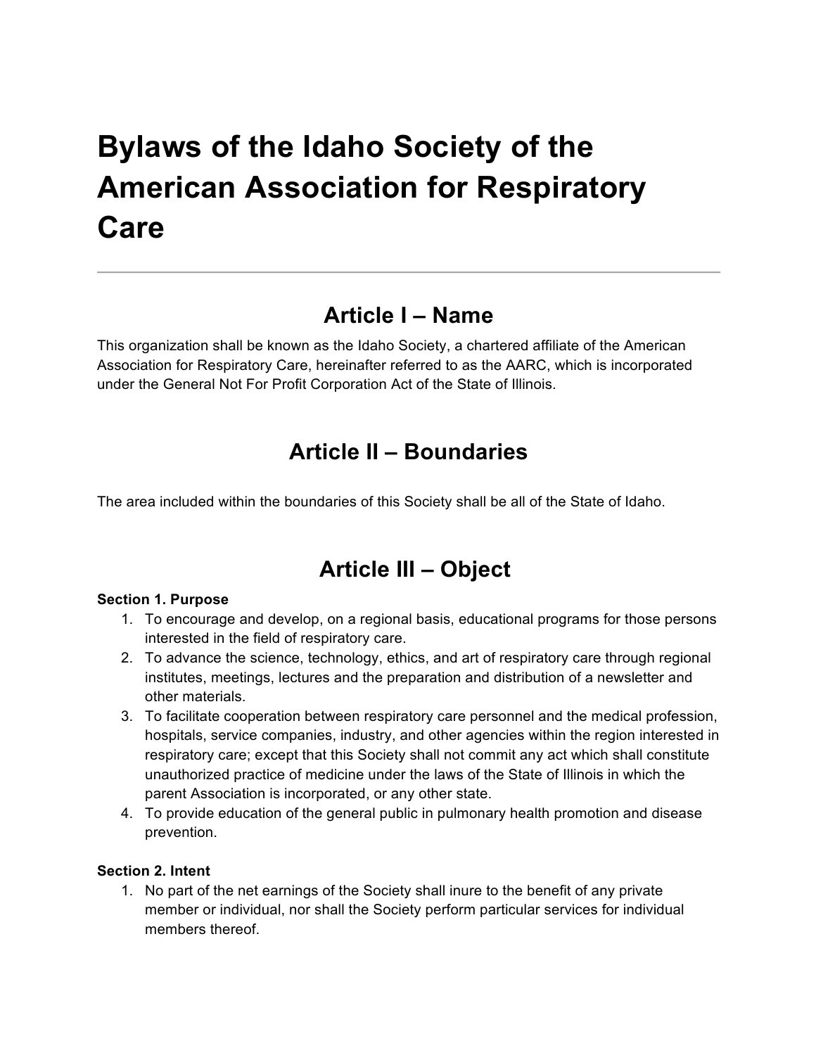# Bylaws of the Idaho Society of the American Association for Respiratory Care

---

## Article I – Name

This organization shall be known as the Idaho Society, a chartered affiliate of the American Association for Respiratory Care, hereinafter referred to as the AARC, which is incorporated under the General Not For Profit Corporation Act of the State of Illinois.

## Article II – Boundaries

The area included within the boundaries of this Society shall be all of the State of Idaho.

## Article III – Object

**Section 1. Purpose**

1. To encourage and develop, on a regional basis, educational programs for those persons interested in the field of respiratory care.
2. To advance the science, technology, ethics, and art of respiratory care through regional institutes, meetings, lectures and the preparation and distribution of a newsletter and other materials.
3. To facilitate cooperation between respiratory care personnel and the medical profession, hospitals, service companies, industry, and other agencies within the region interested in respiratory care; except that this Society shall not commit any act which shall constitute unauthorized practice of medicine under the laws of the State of Illinois in which the parent Association is incorporated, or any other state.
4. To provide education of the general public in pulmonary health promotion and disease prevention.

**Section 2. Intent**

1. No part of the net earnings of the Society shall inure to the benefit of any private member or individual, nor shall the Society perform particular services for individual members thereof.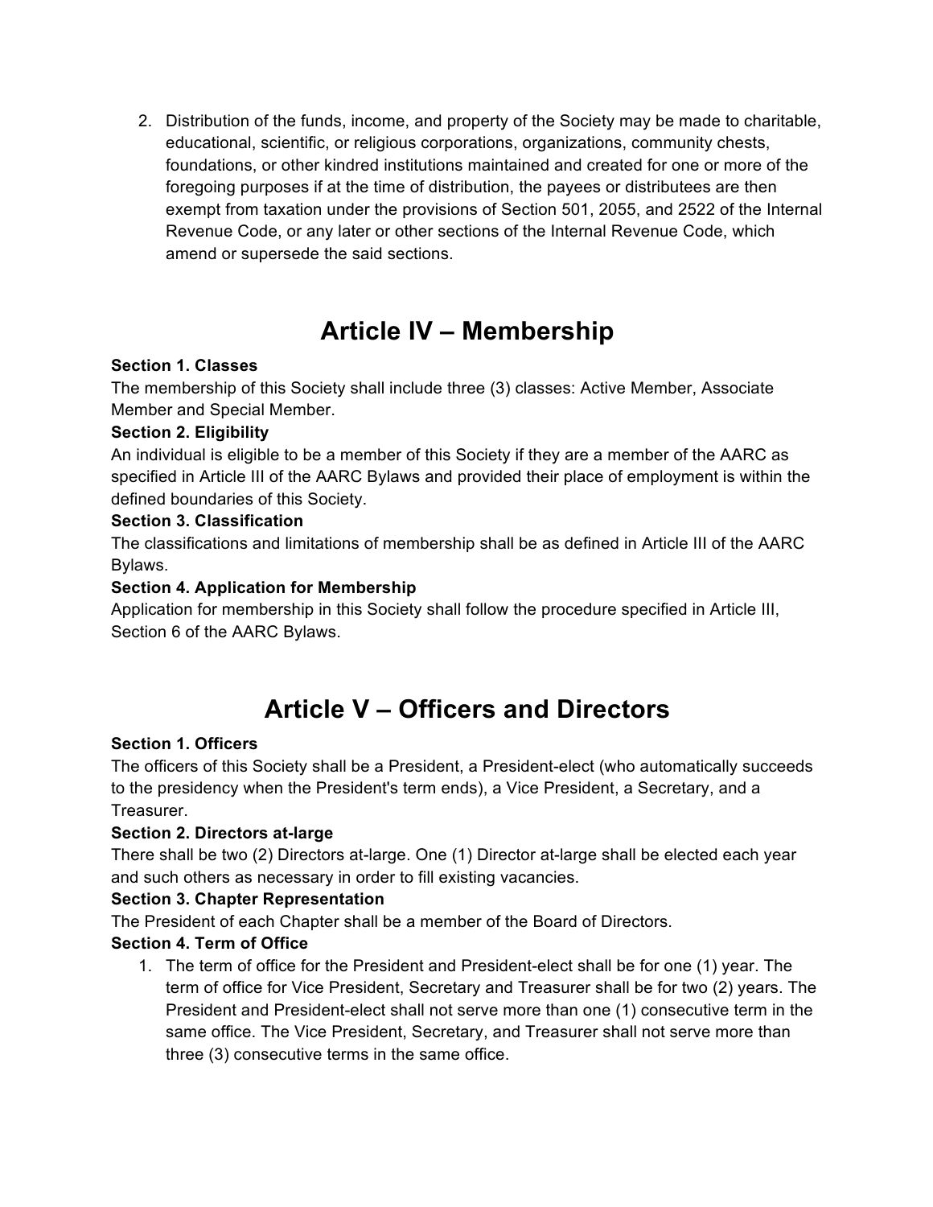2. Distribution of the funds, income, and property of the Society may be made to charitable, educational, scientific, or religious corporations, organizations, community chests, foundations, or other kindred institutions maintained and created for one or more of the foregoing purposes if at the time of distribution, the payees or distributees are then exempt from taxation under the provisions of Section 501, 2055, and 2522 of the Internal Revenue Code, or any later or other sections of the Internal Revenue Code, which amend or supersede the said sections.

# Article IV – Membership

**Section 1. Classes**
The membership of this Society shall include three (3) classes: Active Member, Associate Member and Special Member.

**Section 2. Eligibility**
An individual is eligible to be a member of this Society if they are a member of the AARC as specified in Article III of the AARC Bylaws and provided their place of employment is within the defined boundaries of this Society.

**Section 3. Classification**
The classifications and limitations of membership shall be as defined in Article III of the AARC Bylaws.

**Section 4. Application for Membership**
Application for membership in this Society shall follow the procedure specified in Article III, Section 6 of the AARC Bylaws.

# Article V – Officers and Directors

**Section 1. Officers**
The officers of this Society shall be a President, a President-elect (who automatically succeeds to the presidency when the President's term ends), a Vice President, a Secretary, and a Treasurer.

**Section 2. Directors at-large**
There shall be two (2) Directors at-large. One (1) Director at-large shall be elected each year and such others as necessary in order to fill existing vacancies.

**Section 3. Chapter Representation**
The President of each Chapter shall be a member of the Board of Directors.

**Section 4. Term of Office**

1. The term of office for the President and President-elect shall be for one (1) year. The term of office for Vice President, Secretary and Treasurer shall be for two (2) years. The President and President-elect shall not serve more than one (1) consecutive term in the same office. The Vice President, Secretary, and Treasurer shall not serve more than three (3) consecutive terms in the same office.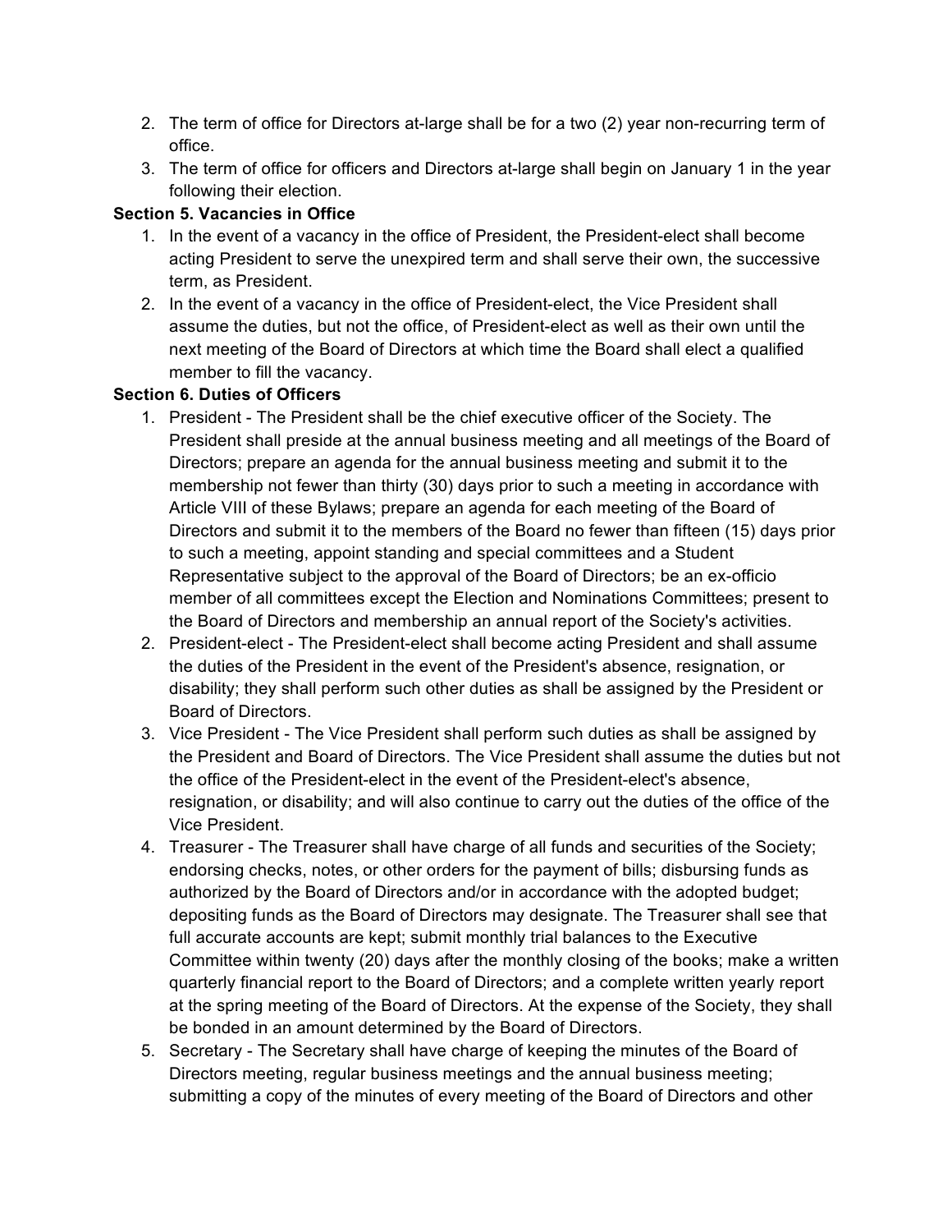2. The term of office for Directors at-large shall be for a two (2) year non-recurring term of office.
3. The term of office for officers and Directors at-large shall begin on January 1 in the year following their election.

**Section 5. Vacancies in Office**

1. In the event of a vacancy in the office of President, the President-elect shall become acting President to serve the unexpired term and shall serve their own, the successive term, as President.
2. In the event of a vacancy in the office of President-elect, the Vice President shall assume the duties, but not the office, of President-elect as well as their own until the next meeting of the Board of Directors at which time the Board shall elect a qualified member to fill the vacancy.

**Section 6. Duties of Officers**

1. President - The President shall be the chief executive officer of the Society. The President shall preside at the annual business meeting and all meetings of the Board of Directors; prepare an agenda for the annual business meeting and submit it to the membership not fewer than thirty (30) days prior to such a meeting in accordance with Article VIII of these Bylaws; prepare an agenda for each meeting of the Board of Directors and submit it to the members of the Board no fewer than fifteen (15) days prior to such a meeting, appoint standing and special committees and a Student Representative subject to the approval of the Board of Directors; be an ex-officio member of all committees except the Election and Nominations Committees; present to the Board of Directors and membership an annual report of the Society's activities.
2. President-elect - The President-elect shall become acting President and shall assume the duties of the President in the event of the President's absence, resignation, or disability; they shall perform such other duties as shall be assigned by the President or Board of Directors.
3. Vice President - The Vice President shall perform such duties as shall be assigned by the President and Board of Directors. The Vice President shall assume the duties but not the office of the President-elect in the event of the President-elect's absence, resignation, or disability; and will also continue to carry out the duties of the office of the Vice President.
4. Treasurer - The Treasurer shall have charge of all funds and securities of the Society; endorsing checks, notes, or other orders for the payment of bills; disbursing funds as authorized by the Board of Directors and/or in accordance with the adopted budget; depositing funds as the Board of Directors may designate. The Treasurer shall see that full accurate accounts are kept; submit monthly trial balances to the Executive Committee within twenty (20) days after the monthly closing of the books; make a written quarterly financial report to the Board of Directors; and a complete written yearly report at the spring meeting of the Board of Directors. At the expense of the Society, they shall be bonded in an amount determined by the Board of Directors.
5. Secretary - The Secretary shall have charge of keeping the minutes of the Board of Directors meeting, regular business meetings and the annual business meeting; submitting a copy of the minutes of every meeting of the Board of Directors and other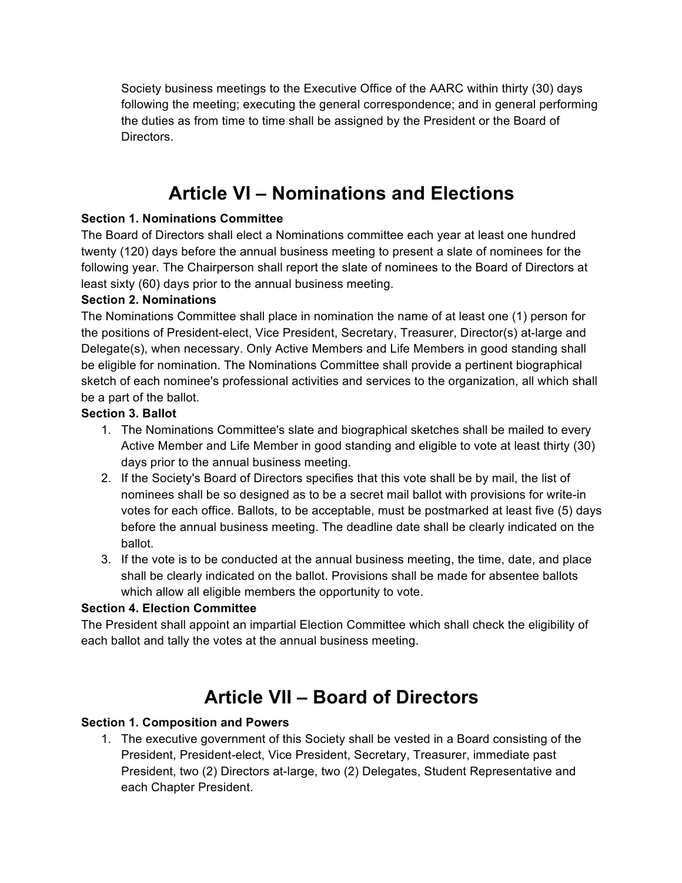Society business meetings to the Executive Office of the AARC within thirty (30) days following the meeting; executing the general correspondence; and in general performing the duties as from time to time shall be assigned by the President or the Board of Directors.

# Article VI – Nominations and Elections

**Section 1. Nominations Committee**

The Board of Directors shall elect a Nominations committee each year at least one hundred twenty (120) days before the annual business meeting to present a slate of nominees for the following year. The Chairperson shall report the slate of nominees to the Board of Directors at least sixty (60) days prior to the annual business meeting.

**Section 2. Nominations**

The Nominations Committee shall place in nomination the name of at least one (1) person for the positions of President-elect, Vice President, Secretary, Treasurer, Director(s) at-large and Delegate(s), when necessary. Only Active Members and Life Members in good standing shall be eligible for nomination. The Nominations Committee shall provide a pertinent biographical sketch of each nominee's professional activities and services to the organization, all which shall be a part of the ballot.

**Section 3. Ballot**

1. The Nominations Committee's slate and biographical sketches shall be mailed to every Active Member and Life Member in good standing and eligible to vote at least thirty (30) days prior to the annual business meeting.
2. If the Society's Board of Directors specifies that this vote shall be by mail, the list of nominees shall be so designed as to be a secret mail ballot with provisions for write-in votes for each office. Ballots, to be acceptable, must be postmarked at least five (5) days before the annual business meeting. The deadline date shall be clearly indicated on the ballot.
3. If the vote is to be conducted at the annual business meeting, the time, date, and place shall be clearly indicated on the ballot. Provisions shall be made for absentee ballots which allow all eligible members the opportunity to vote.

**Section 4. Election Committee**

The President shall appoint an impartial Election Committee which shall check the eligibility of each ballot and tally the votes at the annual business meeting.

# Article VII – Board of Directors

**Section 1. Composition and Powers**

1. The executive government of this Society shall be vested in a Board consisting of the President, President-elect, Vice President, Secretary, Treasurer, immediate past President, two (2) Directors at-large, two (2) Delegates, Student Representative and each Chapter President.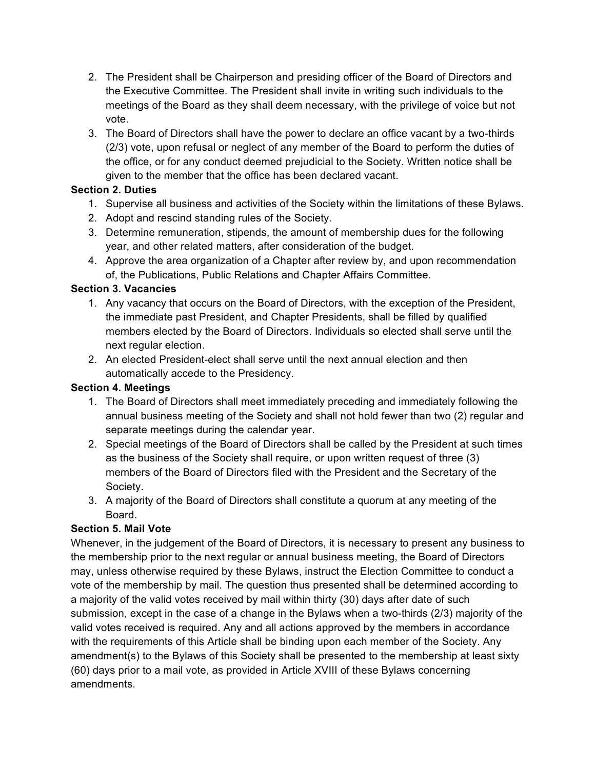2. The President shall be Chairperson and presiding officer of the Board of Directors and the Executive Committee. The President shall invite in writing such individuals to the meetings of the Board as they shall deem necessary, with the privilege of voice but not vote.
3. The Board of Directors shall have the power to declare an office vacant by a two-thirds (2/3) vote, upon refusal or neglect of any member of the Board to perform the duties of the office, or for any conduct deemed prejudicial to the Society. Written notice shall be given to the member that the office has been declared vacant.

**Section 2. Duties**

1. Supervise all business and activities of the Society within the limitations of these Bylaws.
2. Adopt and rescind standing rules of the Society.
3. Determine remuneration, stipends, the amount of membership dues for the following year, and other related matters, after consideration of the budget.
4. Approve the area organization of a Chapter after review by, and upon recommendation of, the Publications, Public Relations and Chapter Affairs Committee.

**Section 3. Vacancies**

1. Any vacancy that occurs on the Board of Directors, with the exception of the President, the immediate past President, and Chapter Presidents, shall be filled by qualified members elected by the Board of Directors. Individuals so elected shall serve until the next regular election.
2. An elected President-elect shall serve until the next annual election and then automatically accede to the Presidency.

**Section 4. Meetings**

1. The Board of Directors shall meet immediately preceding and immediately following the annual business meeting of the Society and shall not hold fewer than two (2) regular and separate meetings during the calendar year.
2. Special meetings of the Board of Directors shall be called by the President at such times as the business of the Society shall require, or upon written request of three (3) members of the Board of Directors filed with the President and the Secretary of the Society.
3. A majority of the Board of Directors shall constitute a quorum at any meeting of the Board.

**Section 5. Mail Vote**

Whenever, in the judgement of the Board of Directors, it is necessary to present any business to the membership prior to the next regular or annual business meeting, the Board of Directors may, unless otherwise required by these Bylaws, instruct the Election Committee to conduct a vote of the membership by mail. The question thus presented shall be determined according to a majority of the valid votes received by mail within thirty (30) days after date of such submission, except in the case of a change in the Bylaws when a two-thirds (2/3) majority of the valid votes received is required. Any and all actions approved by the members in accordance with the requirements of this Article shall be binding upon each member of the Society. Any amendment(s) to the Bylaws of this Society shall be presented to the membership at least sixty (60) days prior to a mail vote, as provided in Article XVIII of these Bylaws concerning amendments.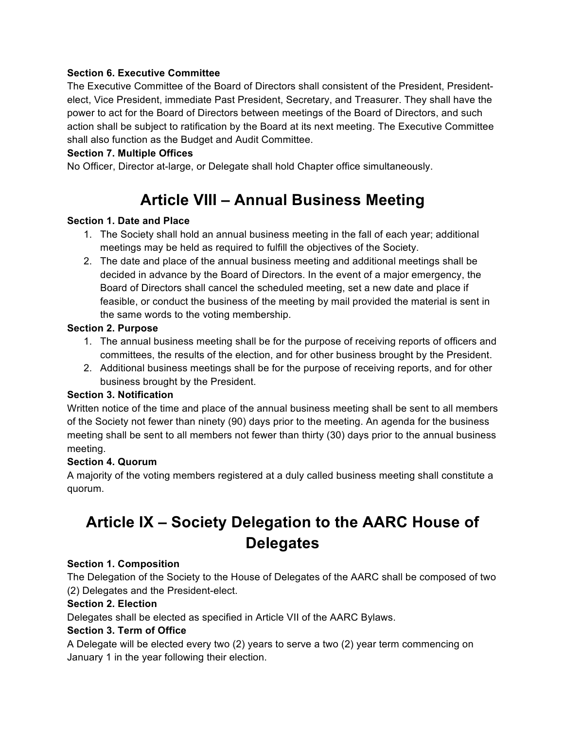**Section 6. Executive Committee**

The Executive Committee of the Board of Directors shall consistent of the President, President-elect, Vice President, immediate Past President, Secretary, and Treasurer. They shall have the power to act for the Board of Directors between meetings of the Board of Directors, and such action shall be subject to ratification by the Board at its next meeting. The Executive Committee shall also function as the Budget and Audit Committee.

**Section 7. Multiple Offices**

No Officer, Director at-large, or Delegate shall hold Chapter office simultaneously.

# Article VIII – Annual Business Meeting

**Section 1. Date and Place**

1. The Society shall hold an annual business meeting in the fall of each year; additional meetings may be held as required to fulfill the objectives of the Society.
2. The date and place of the annual business meeting and additional meetings shall be decided in advance by the Board of Directors. In the event of a major emergency, the Board of Directors shall cancel the scheduled meeting, set a new date and place if feasible, or conduct the business of the meeting by mail provided the material is sent in the same words to the voting membership.

**Section 2. Purpose**

1. The annual business meeting shall be for the purpose of receiving reports of officers and committees, the results of the election, and for other business brought by the President.
2. Additional business meetings shall be for the purpose of receiving reports, and for other business brought by the President.

**Section 3. Notification**

Written notice of the time and place of the annual business meeting shall be sent to all members of the Society not fewer than ninety (90) days prior to the meeting. An agenda for the business meeting shall be sent to all members not fewer than thirty (30) days prior to the annual business meeting.

**Section 4. Quorum**

A majority of the voting members registered at a duly called business meeting shall constitute a quorum.

# Article IX – Society Delegation to the AARC House of Delegates

**Section 1. Composition**

The Delegation of the Society to the House of Delegates of the AARC shall be composed of two (2) Delegates and the President-elect.

**Section 2. Election**

Delegates shall be elected as specified in Article VII of the AARC Bylaws.

**Section 3. Term of Office**

A Delegate will be elected every two (2) years to serve a two (2) year term commencing on January 1 in the year following their election.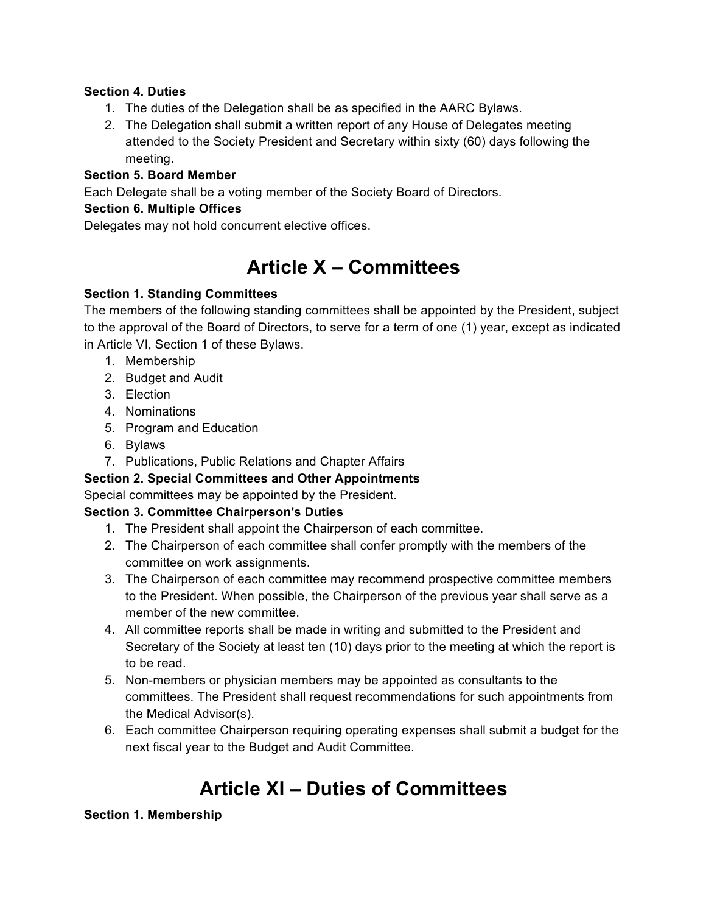**Section 4. Duties**

1. The duties of the Delegation shall be as specified in the AARC Bylaws.
2. The Delegation shall submit a written report of any House of Delegates meeting attended to the Society President and Secretary within sixty (60) days following the meeting.

**Section 5. Board Member**

Each Delegate shall be a voting member of the Society Board of Directors.

**Section 6. Multiple Offices**

Delegates may not hold concurrent elective offices.

# Article X – Committees

**Section 1. Standing Committees**

The members of the following standing committees shall be appointed by the President, subject to the approval of the Board of Directors, to serve for a term of one (1) year, except as indicated in Article VI, Section 1 of these Bylaws.

1. Membership
2. Budget and Audit
3. Election
4. Nominations
5. Program and Education
6. Bylaws
7. Publications, Public Relations and Chapter Affairs

**Section 2. Special Committees and Other Appointments**

Special committees may be appointed by the President.

**Section 3. Committee Chairperson's Duties**

1. The President shall appoint the Chairperson of each committee.
2. The Chairperson of each committee shall confer promptly with the members of the committee on work assignments.
3. The Chairperson of each committee may recommend prospective committee members to the President. When possible, the Chairperson of the previous year shall serve as a member of the new committee.
4. All committee reports shall be made in writing and submitted to the President and Secretary of the Society at least ten (10) days prior to the meeting at which the report is to be read.
5. Non-members or physician members may be appointed as consultants to the committees. The President shall request recommendations for such appointments from the Medical Advisor(s).
6. Each committee Chairperson requiring operating expenses shall submit a budget for the next fiscal year to the Budget and Audit Committee.

# Article XI – Duties of Committees

**Section 1. Membership**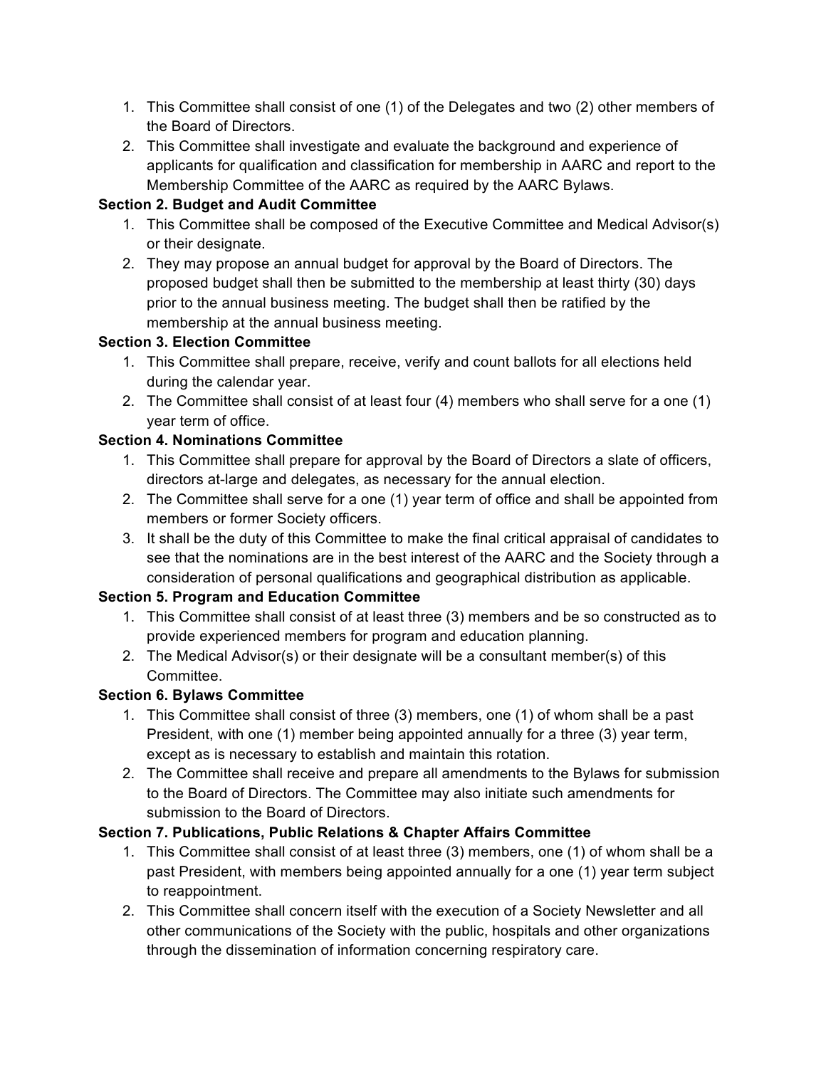1. This Committee shall consist of one (1) of the Delegates and two (2) other members of the Board of Directors.
2. This Committee shall investigate and evaluate the background and experience of applicants for qualification and classification for membership in AARC and report to the Membership Committee of the AARC as required by the AARC Bylaws.

**Section 2. Budget and Audit Committee**

1. This Committee shall be composed of the Executive Committee and Medical Advisor(s) or their designate.
2. They may propose an annual budget for approval by the Board of Directors. The proposed budget shall then be submitted to the membership at least thirty (30) days prior to the annual business meeting. The budget shall then be ratified by the membership at the annual business meeting.

**Section 3. Election Committee**

1. This Committee shall prepare, receive, verify and count ballots for all elections held during the calendar year.
2. The Committee shall consist of at least four (4) members who shall serve for a one (1) year term of office.

**Section 4. Nominations Committee**

1. This Committee shall prepare for approval by the Board of Directors a slate of officers, directors at-large and delegates, as necessary for the annual election.
2. The Committee shall serve for a one (1) year term of office and shall be appointed from members or former Society officers.
3. It shall be the duty of this Committee to make the final critical appraisal of candidates to see that the nominations are in the best interest of the AARC and the Society through a consideration of personal qualifications and geographical distribution as applicable.

**Section 5. Program and Education Committee**

1. This Committee shall consist of at least three (3) members and be so constructed as to provide experienced members for program and education planning.
2. The Medical Advisor(s) or their designate will be a consultant member(s) of this Committee.

**Section 6. Bylaws Committee**

1. This Committee shall consist of three (3) members, one (1) of whom shall be a past President, with one (1) member being appointed annually for a three (3) year term, except as is necessary to establish and maintain this rotation.
2. The Committee shall receive and prepare all amendments to the Bylaws for submission to the Board of Directors. The Committee may also initiate such amendments for submission to the Board of Directors.

**Section 7. Publications, Public Relations & Chapter Affairs Committee**

1. This Committee shall consist of at least three (3) members, one (1) of whom shall be a past President, with members being appointed annually for a one (1) year term subject to reappointment.
2. This Committee shall concern itself with the execution of a Society Newsletter and all other communications of the Society with the public, hospitals and other organizations through the dissemination of information concerning respiratory care.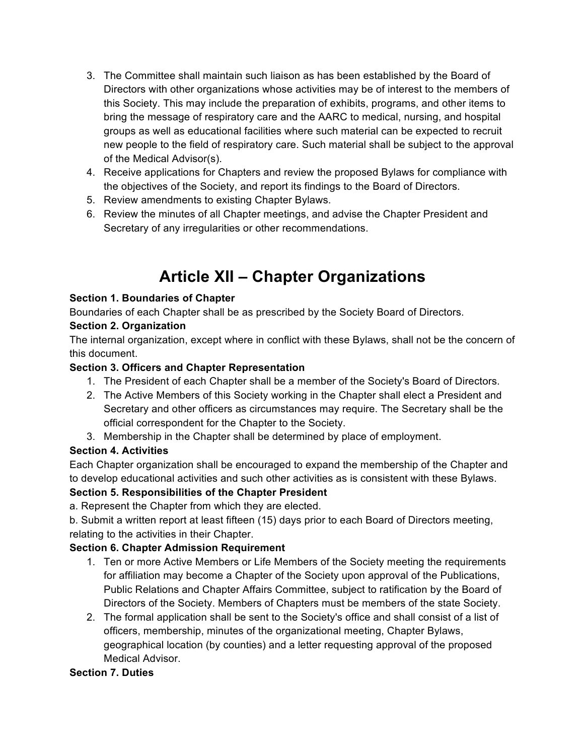3. The Committee shall maintain such liaison as has been established by the Board of Directors with other organizations whose activities may be of interest to the members of this Society. This may include the preparation of exhibits, programs, and other items to bring the message of respiratory care and the AARC to medical, nursing, and hospital groups as well as educational facilities where such material can be expected to recruit new people to the field of respiratory care. Such material shall be subject to the approval of the Medical Advisor(s).
4. Receive applications for Chapters and review the proposed Bylaws for compliance with the objectives of the Society, and report its findings to the Board of Directors.
5. Review amendments to existing Chapter Bylaws.
6. Review the minutes of all Chapter meetings, and advise the Chapter President and Secretary of any irregularities or other recommendations.

# Article XII – Chapter Organizations

**Section 1. Boundaries of Chapter**

Boundaries of each Chapter shall be as prescribed by the Society Board of Directors.

**Section 2. Organization**

The internal organization, except where in conflict with these Bylaws, shall not be the concern of this document.

**Section 3. Officers and Chapter Representation**

1. The President of each Chapter shall be a member of the Society's Board of Directors.
2. The Active Members of this Society working in the Chapter shall elect a President and Secretary and other officers as circumstances may require. The Secretary shall be the official correspondent for the Chapter to the Society.
3. Membership in the Chapter shall be determined by place of employment.

**Section 4. Activities**

Each Chapter organization shall be encouraged to expand the membership of the Chapter and to develop educational activities and such other activities as is consistent with these Bylaws.

**Section 5. Responsibilities of the Chapter President**

a. Represent the Chapter from which they are elected.

b. Submit a written report at least fifteen (15) days prior to each Board of Directors meeting, relating to the activities in their Chapter.

**Section 6. Chapter Admission Requirement**

1. Ten or more Active Members or Life Members of the Society meeting the requirements for affiliation may become a Chapter of the Society upon approval of the Publications, Public Relations and Chapter Affairs Committee, subject to ratification by the Board of Directors of the Society. Members of Chapters must be members of the state Society.
2. The formal application shall be sent to the Society's office and shall consist of a list of officers, membership, minutes of the organizational meeting, Chapter Bylaws, geographical location (by counties) and a letter requesting approval of the proposed Medical Advisor.

**Section 7. Duties**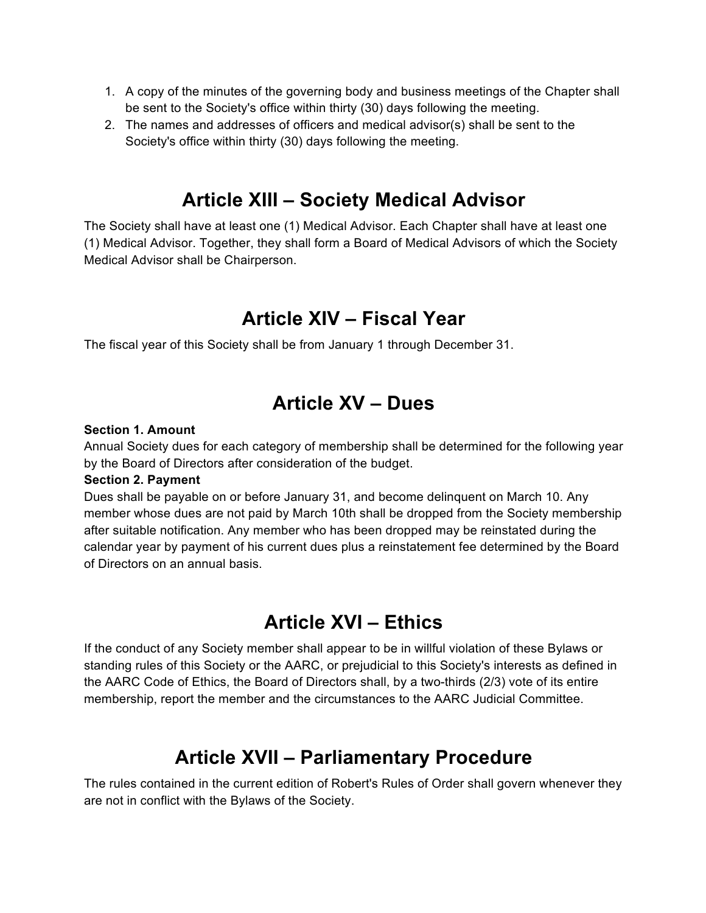1. A copy of the minutes of the governing body and business meetings of the Chapter shall be sent to the Society's office within thirty (30) days following the meeting.
2. The names and addresses of officers and medical advisor(s) shall be sent to the Society's office within thirty (30) days following the meeting.

# Article XIII – Society Medical Advisor

The Society shall have at least one (1) Medical Advisor. Each Chapter shall have at least one (1) Medical Advisor. Together, they shall form a Board of Medical Advisors of which the Society Medical Advisor shall be Chairperson.

# Article XIV – Fiscal Year

The fiscal year of this Society shall be from January 1 through December 31.

# Article XV – Dues

**Section 1. Amount**
Annual Society dues for each category of membership shall be determined for the following year by the Board of Directors after consideration of the budget.
**Section 2. Payment**
Dues shall be payable on or before January 31, and become delinquent on March 10. Any member whose dues are not paid by March 10th shall be dropped from the Society membership after suitable notification. Any member who has been dropped may be reinstated during the calendar year by payment of his current dues plus a reinstatement fee determined by the Board of Directors on an annual basis.

# Article XVI – Ethics

If the conduct of any Society member shall appear to be in willful violation of these Bylaws or standing rules of this Society or the AARC, or prejudicial to this Society's interests as defined in the AARC Code of Ethics, the Board of Directors shall, by a two-thirds (2/3) vote of its entire membership, report the member and the circumstances to the AARC Judicial Committee.

# Article XVII – Parliamentary Procedure

The rules contained in the current edition of Robert's Rules of Order shall govern whenever they are not in conflict with the Bylaws of the Society.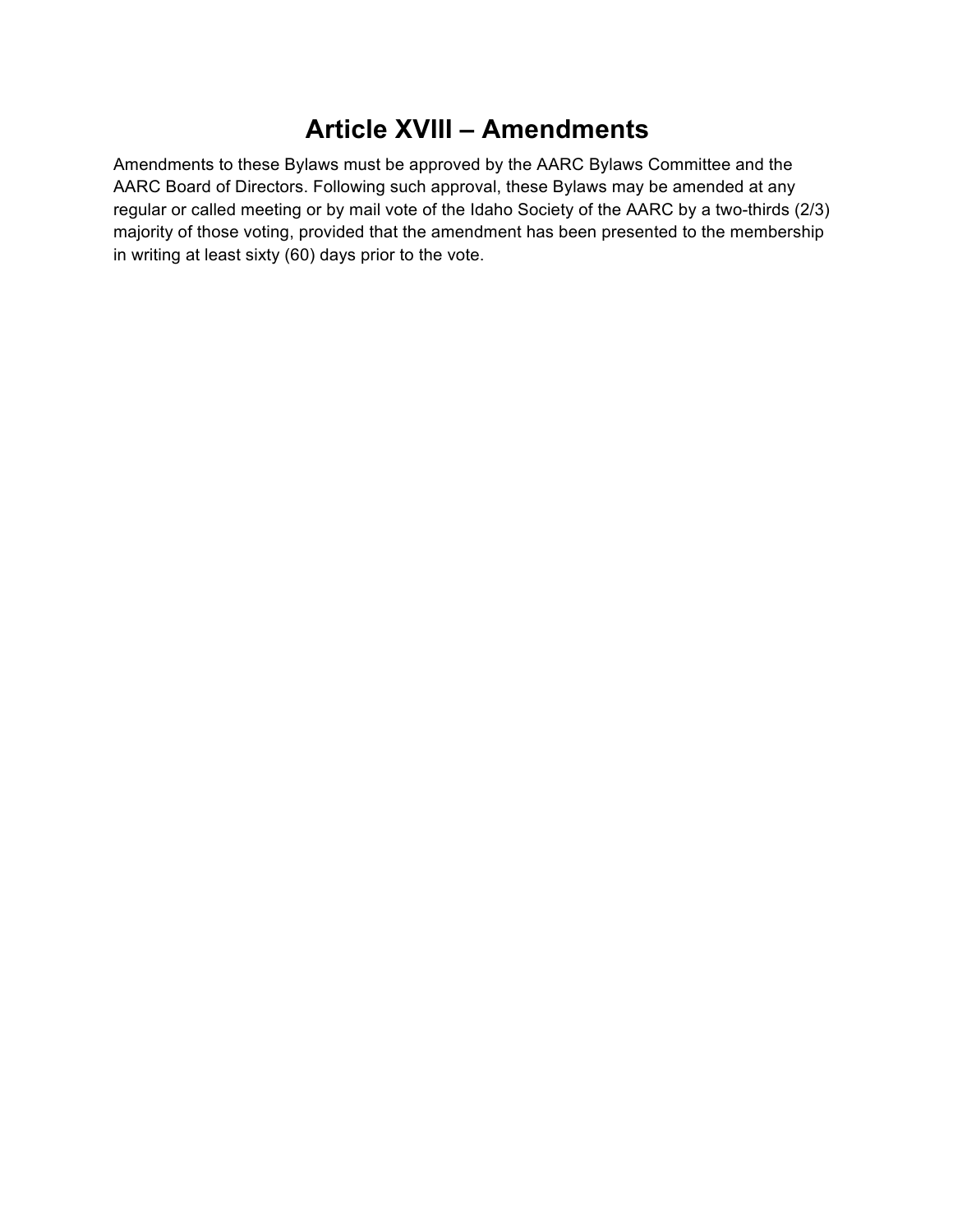# Article XVIII – Amendments

Amendments to these Bylaws must be approved by the AARC Bylaws Committee and the AARC Board of Directors. Following such approval, these Bylaws may be amended at any regular or called meeting or by mail vote of the Idaho Society of the AARC by a two-thirds (2/3) majority of those voting, provided that the amendment has been presented to the membership in writing at least sixty (60) days prior to the vote.